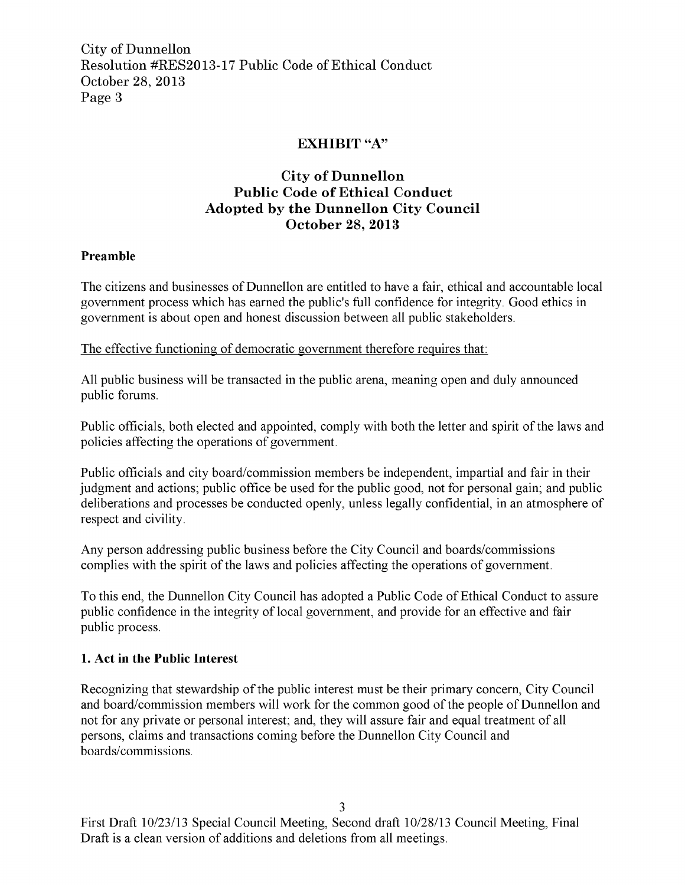## EXHIBIT "A"

# City of Dunnellon
# Public Code of Ethical Conduct
# Adopted by the Dunnellon City Council
# October 28, 2013

**Preamble**

The citizens and businesses of Dunnellon are entitled to have a fair, ethical and accountable local government process which has earned the public's full confidence for integrity. Good ethics in government is about open and honest discussion between all public stakeholders.

<u>The effective functioning of democratic government therefore requires that:</u>

All public business will be transacted in the public arena, meaning open and duly announced public forums.

Public officials, both elected and appointed, comply with both the letter and spirit of the laws and policies affecting the operations of government.

Public officials and city board/commission members be independent, impartial and fair in their judgment and actions; public office be used for the public good, not for personal gain; and public deliberations and processes be conducted openly, unless legally confidential, in an atmosphere of respect and civility.

Any person addressing public business before the City Council and boards/commissions complies with the spirit of the laws and policies affecting the operations of government.

To this end, the Dunnellon City Council has adopted a Public Code of Ethical Conduct to assure public confidence in the integrity of local government, and provide for an effective and fair public process.

**1. Act in the Public Interest**

Recognizing that stewardship of the public interest must be their primary concern, City Council and board/commission members will work for the common good of the people of Dunnellon and not for any private or personal interest; and, they will assure fair and equal treatment of all persons, claims and transactions coming before the Dunnellon City Council and boards/commissions.

First Draft 10/23/13 Special Council Meeting, Second draft 10/28/13 Council Meeting, Final Draft is a clean version of additions and deletions from all meetings.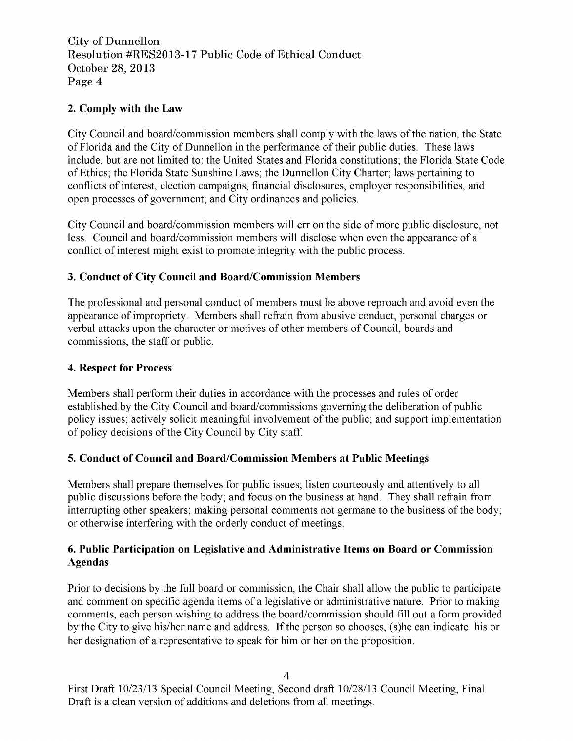## 2. Comply with the Law

City Council and board/commission members shall comply with the laws of the nation, the State of Florida and the City of Dunnellon in the performance of their public duties. These laws include, but are not limited to: the United States and Florida constitutions; the Florida State Code of Ethics; the Florida State Sunshine Laws; the Dunnellon City Charter; laws pertaining to conflicts of interest, election campaigns, financial disclosures, employer responsibilities, and open processes of government; and City ordinances and policies.

City Council and board/commission members will err on the side of more public disclosure, not less. Council and board/commission members will disclose when even the appearance of a conflict of interest might exist to promote integrity with the public process.

## 3. Conduct of City Council and Board/Commission Members

The professional and personal conduct of members must be above reproach and avoid even the appearance of impropriety. Members shall refrain from abusive conduct, personal charges or verbal attacks upon the character or motives of other members of Council, boards and commissions, the staff or public.

## 4. Respect for Process

Members shall perform their duties in accordance with the processes and rules of order established by the City Council and board/commissions governing the deliberation of public policy issues; actively solicit meaningful involvement of the public; and support implementation of policy decisions of the City Council by City staff.

## 5. Conduct of Council and Board/Commission Members at Public Meetings

Members shall prepare themselves for public issues; listen courteously and attentively to all public discussions before the body; and focus on the business at hand. They shall refrain from interrupting other speakers; making personal comments not germane to the business of the body; or otherwise interfering with the orderly conduct of meetings.

## 6. Public Participation on Legislative and Administrative Items on Board or Commission Agendas

Prior to decisions by the full board or commission, the Chair shall allow the public to participate and comment on specific agenda items of a legislative or administrative nature. Prior to making comments, each person wishing to address the board/commission should fill out a form provided by the City to give his/her name and address. If the person so chooses, (s)he can indicate his or her designation of a representative to speak for him or her on the proposition.

First Draft 10/23/13 Special Council Meeting, Second draft 10/28/13 Council Meeting, Final Draft is a clean version of additions and deletions from all meetings.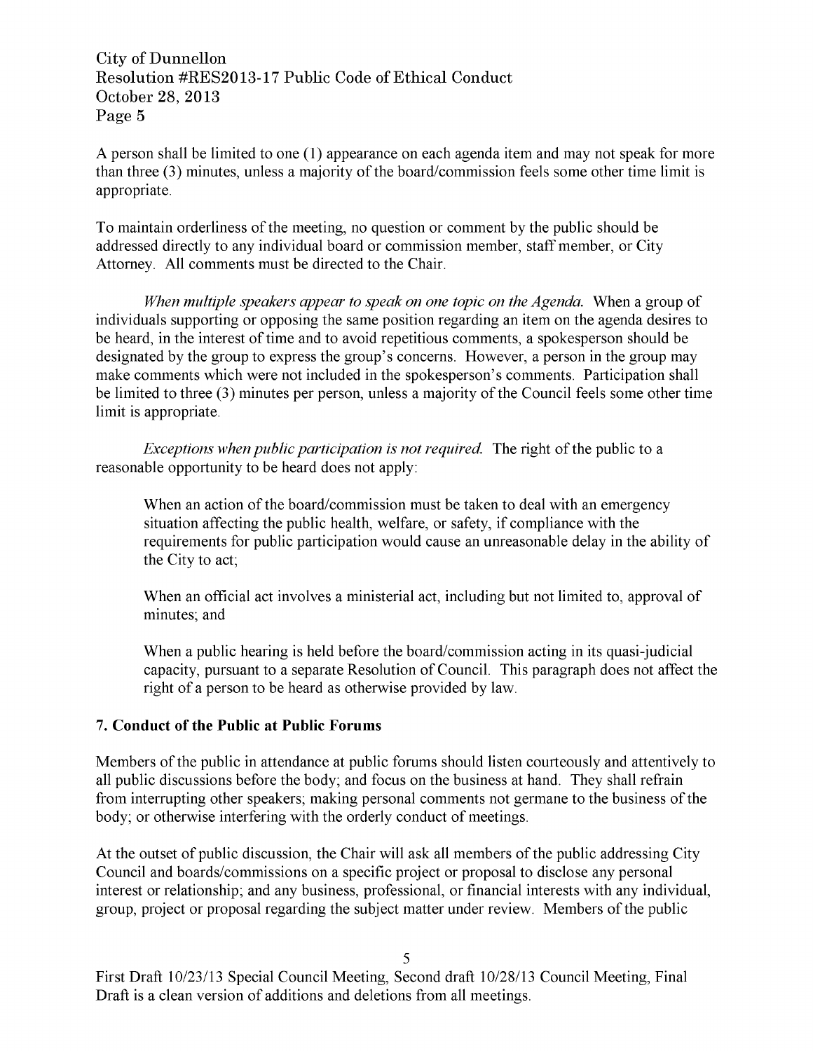A person shall be limited to one (1) appearance on each agenda item and may not speak for more than three (3) minutes, unless a majority of the board/commission feels some other time limit is appropriate.

To maintain orderliness of the meeting, no question or comment by the public should be addressed directly to any individual board or commission member, staff member, or City Attorney. All comments must be directed to the Chair.

*When multiple speakers appear to speak on one topic on the Agenda.* When a group of individuals supporting or opposing the same position regarding an item on the agenda desires to be heard, in the interest of time and to avoid repetitious comments, a spokesperson should be designated by the group to express the group's concerns. However, a person in the group may make comments which were not included in the spokesperson's comments. Participation shall be limited to three (3) minutes per person, unless a majority of the Council feels some other time limit is appropriate.

*Exceptions when public participation is not required.* The right of the public to a reasonable opportunity to be heard does not apply:

When an action of the board/commission must be taken to deal with an emergency situation affecting the public health, welfare, or safety, if compliance with the requirements for public participation would cause an unreasonable delay in the ability of the City to act;

When an official act involves a ministerial act, including but not limited to, approval of minutes; and

When a public hearing is held before the board/commission acting in its quasi-judicial capacity, pursuant to a separate Resolution of Council. This paragraph does not affect the right of a person to be heard as otherwise provided by law.

**7. Conduct of the Public at Public Forums**

Members of the public in attendance at public forums should listen courteously and attentively to all public discussions before the body; and focus on the business at hand. They shall refrain from interrupting other speakers; making personal comments not germane to the business of the body; or otherwise interfering with the orderly conduct of meetings.

At the outset of public discussion, the Chair will ask all members of the public addressing City Council and boards/commissions on a specific project or proposal to disclose any personal interest or relationship; and any business, professional, or financial interests with any individual, group, project or proposal regarding the subject matter under review. Members of the public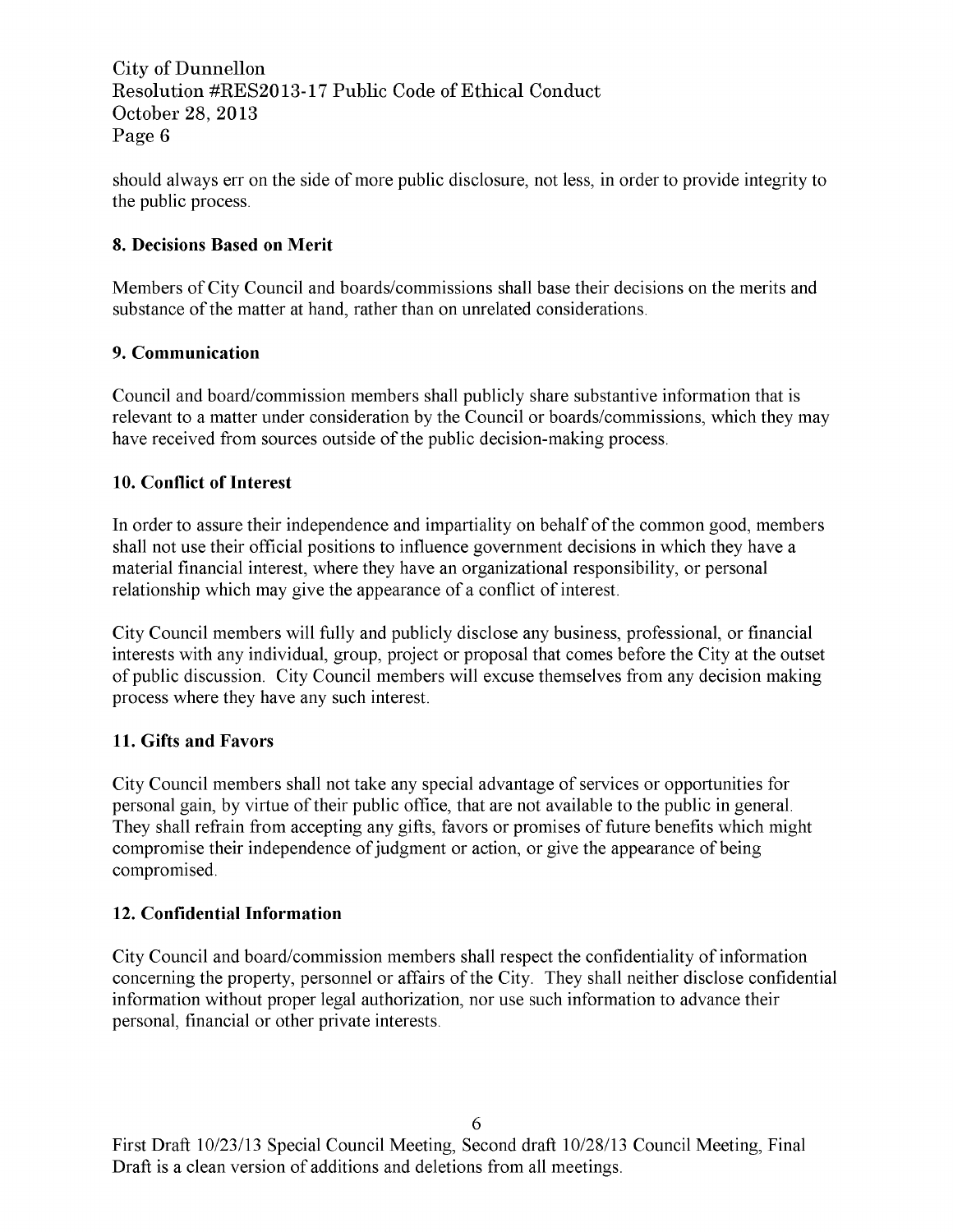should always err on the side of more public disclosure, not less, in order to provide integrity to the public process.

**8. Decisions Based on Merit**

Members of City Council and boards/commissions shall base their decisions on the merits and substance of the matter at hand, rather than on unrelated considerations.

**9. Communication**

Council and board/commission members shall publicly share substantive information that is relevant to a matter under consideration by the Council or boards/commissions, which they may have received from sources outside of the public decision-making process.

**10. Conflict of Interest**

In order to assure their independence and impartiality on behalf of the common good, members shall not use their official positions to influence government decisions in which they have a material financial interest, where they have an organizational responsibility, or personal relationship which may give the appearance of a conflict of interest.

City Council members will fully and publicly disclose any business, professional, or financial interests with any individual, group, project or proposal that comes before the City at the outset of public discussion. City Council members will excuse themselves from any decision making process where they have any such interest.

**11. Gifts and Favors**

City Council members shall not take any special advantage of services or opportunities for personal gain, by virtue of their public office, that are not available to the public in general. They shall refrain from accepting any gifts, favors or promises of future benefits which might compromise their independence of judgment or action, or give the appearance of being compromised.

**12. Confidential Information**

City Council and board/commission members shall respect the confidentiality of information concerning the property, personnel or affairs of the City. They shall neither disclose confidential information without proper legal authorization, nor use such information to advance their personal, financial or other private interests.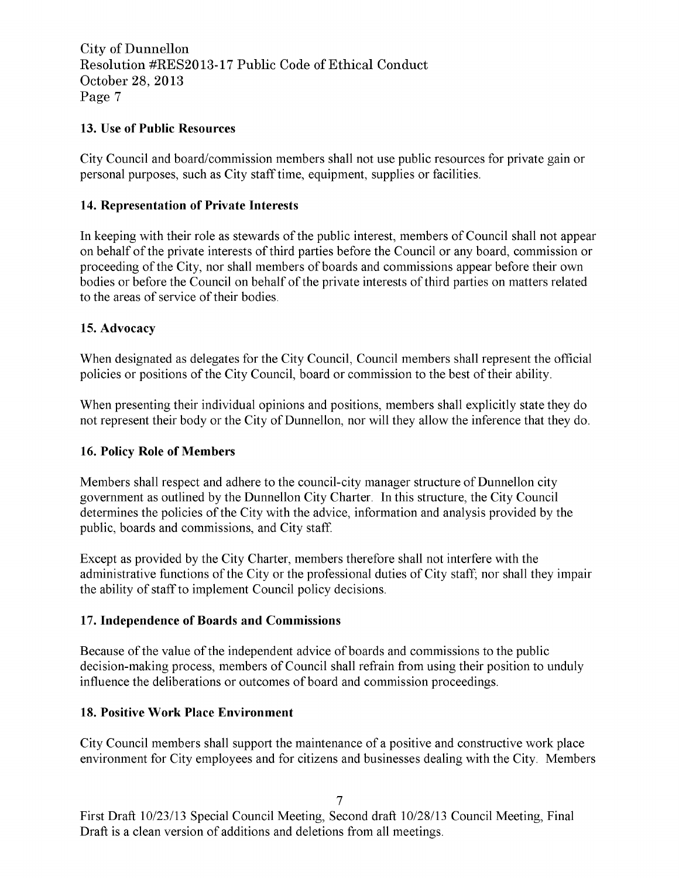## 13. Use of Public Resources

City Council and board/commission members shall not use public resources for private gain or personal purposes, such as City staff time, equipment, supplies or facilities.

## 14. Representation of Private Interests

In keeping with their role as stewards of the public interest, members of Council shall not appear on behalf of the private interests of third parties before the Council or any board, commission or proceeding of the City, nor shall members of boards and commissions appear before their own bodies or before the Council on behalf of the private interests of third parties on matters related to the areas of service of their bodies.

## 15. Advocacy

When designated as delegates for the City Council, Council members shall represent the official policies or positions of the City Council, board or commission to the best of their ability.

When presenting their individual opinions and positions, members shall explicitly state they do not represent their body or the City of Dunnellon, nor will they allow the inference that they do.

## 16. Policy Role of Members

Members shall respect and adhere to the council-city manager structure of Dunnellon city government as outlined by the Dunnellon City Charter. In this structure, the City Council determines the policies of the City with the advice, information and analysis provided by the public, boards and commissions, and City staff.

Except as provided by the City Charter, members therefore shall not interfere with the administrative functions of the City or the professional duties of City staff; nor shall they impair the ability of staff to implement Council policy decisions.

## 17. Independence of Boards and Commissions

Because of the value of the independent advice of boards and commissions to the public decision-making process, members of Council shall refrain from using their position to unduly influence the deliberations or outcomes of board and commission proceedings.

## 18. Positive Work Place Environment

City Council members shall support the maintenance of a positive and constructive work place environment for City employees and for citizens and businesses dealing with the City. Members

First Draft 10/23/13 Special Council Meeting, Second draft 10/28/13 Council Meeting, Final Draft is a clean version of additions and deletions from all meetings.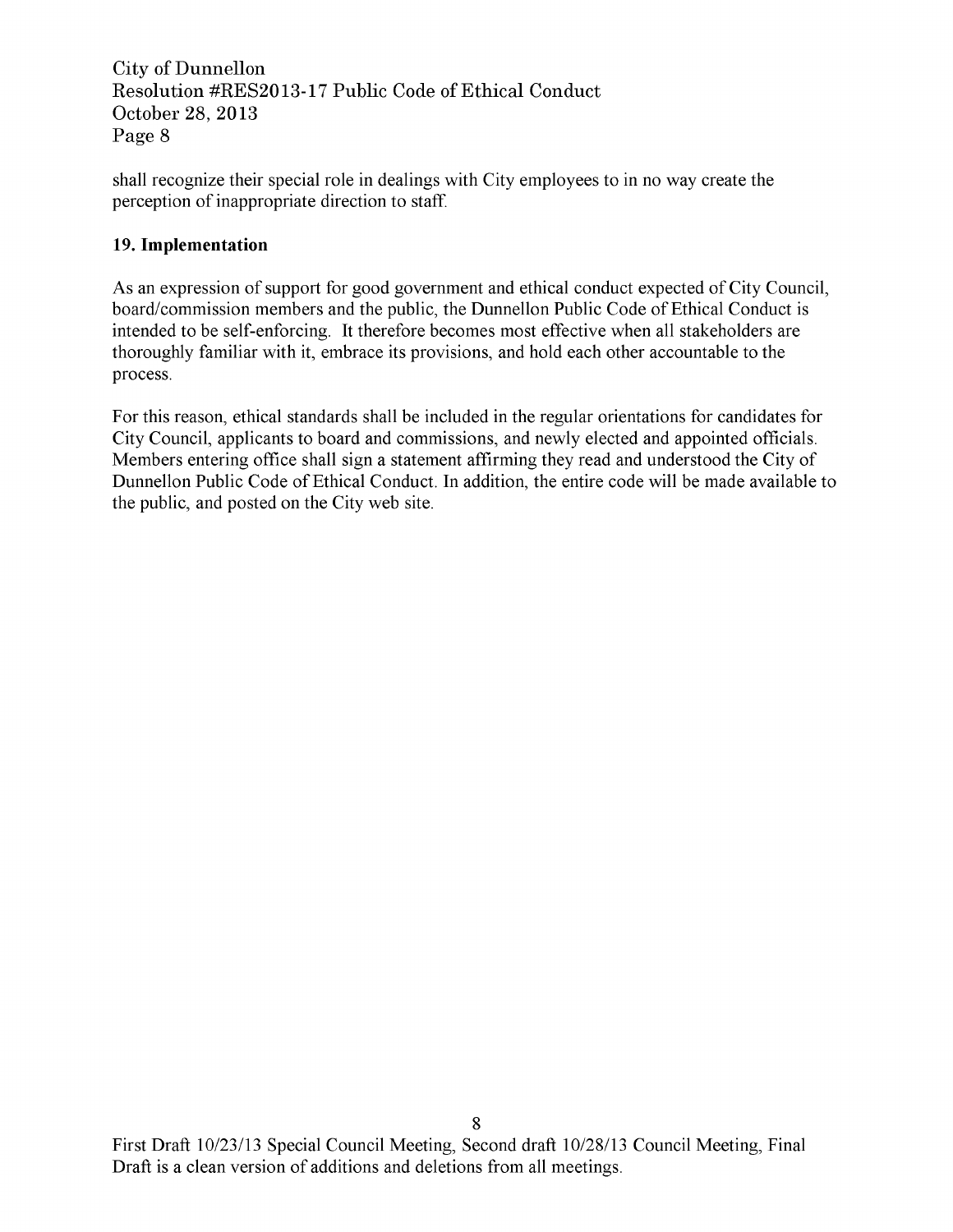shall recognize their special role in dealings with City employees to in no way create the perception of inappropriate direction to staff.

## 19. Implementation

As an expression of support for good government and ethical conduct expected of City Council, board/commission members and the public, the Dunnellon Public Code of Ethical Conduct is intended to be self-enforcing. It therefore becomes most effective when all stakeholders are thoroughly familiar with it, embrace its provisions, and hold each other accountable to the process.

For this reason, ethical standards shall be included in the regular orientations for candidates for City Council, applicants to board and commissions, and newly elected and appointed officials. Members entering office shall sign a statement affirming they read and understood the City of Dunnellon Public Code of Ethical Conduct. In addition, the entire code will be made available to the public, and posted on the City web site.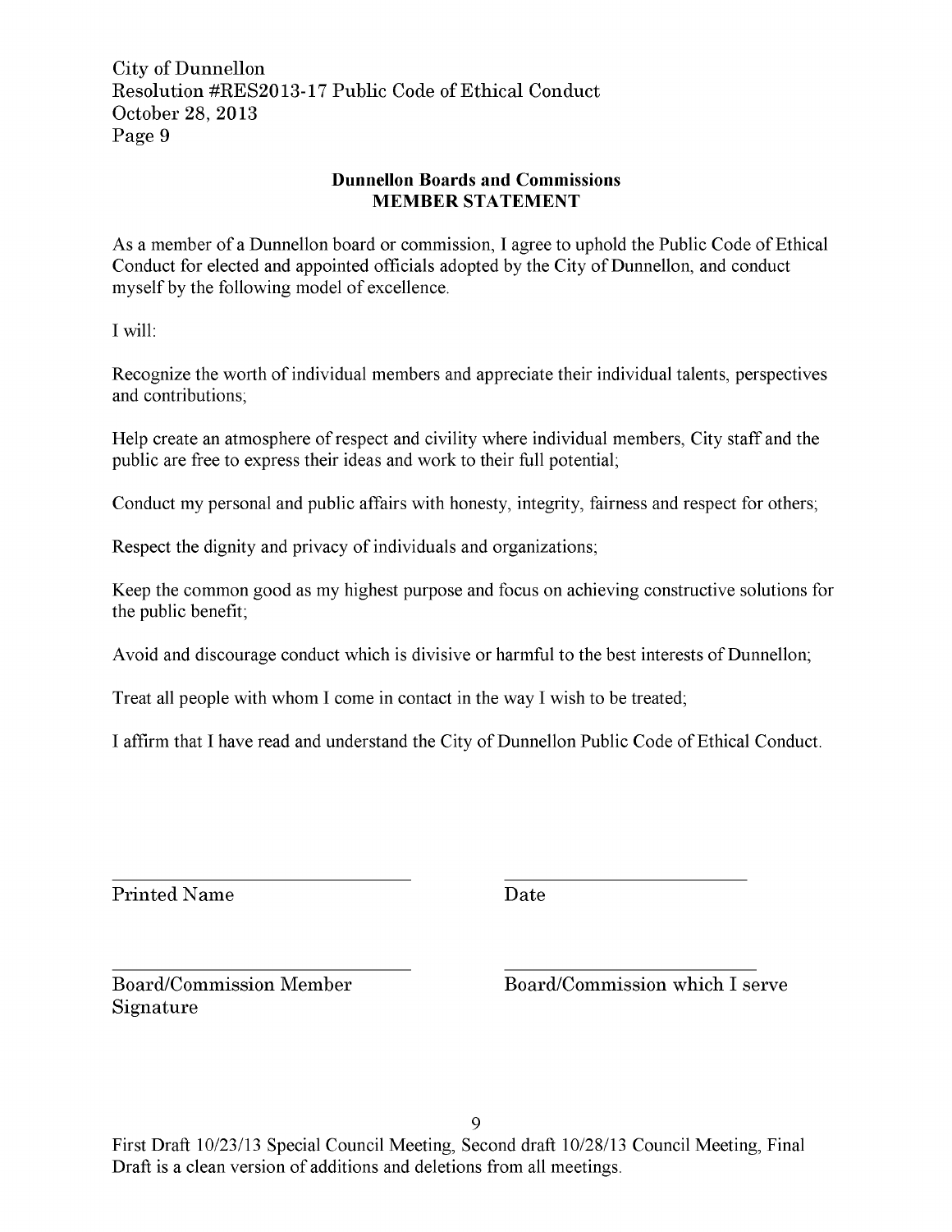## Dunnellon Boards and Commissions
## MEMBER STATEMENT

As a member of a Dunnellon board or commission, I agree to uphold the Public Code of Ethical Conduct for elected and appointed officials adopted by the City of Dunnellon, and conduct myself by the following model of excellence.

I will:

Recognize the worth of individual members and appreciate their individual talents, perspectives and contributions;

Help create an atmosphere of respect and civility where individual members, City staff and the public are free to express their ideas and work to their full potential;

Conduct my personal and public affairs with honesty, integrity, fairness and respect for others;

Respect the dignity and privacy of individuals and organizations;

Keep the common good as my highest purpose and focus on achieving constructive solutions for the public benefit;

Avoid and discourage conduct which is divisive or harmful to the best interests of Dunnellon;

Treat all people with whom I come in contact in the way I wish to be treated;

I affirm that I have read and understand the City of Dunnellon Public Code of Ethical Conduct.

| | |
|---|---|
| ______________________________ | ______________________________ |
| Printed Name | Date |
| ______________________________ | ______________________________ |
| Board/Commission Member Signature | Board/Commission which I serve |

First Draft 10/23/13 Special Council Meeting, Second draft 10/28/13 Council Meeting, Final Draft is a clean version of additions and deletions from all meetings.